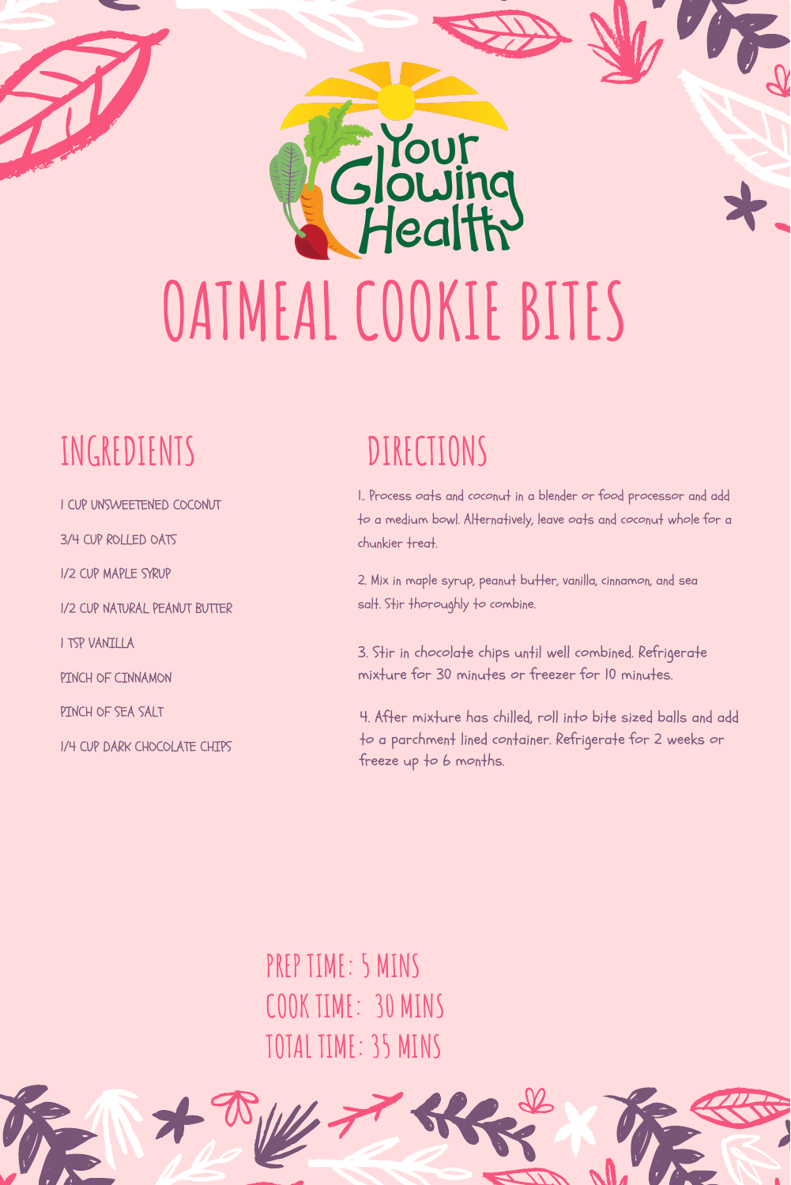Your Glowing Health

# OATMEAL COOKIE BITES

## INGREDIENTS

- 1 CUP UNSWEETENED COCONUT
- 3/4 CUP ROLLED OATS
- 1/2 CUP MAPLE SYRUP
- 1/2 CUP NATURAL PEANUT BUTTER
- 1 TSP VANILLA
- PINCH OF CINNAMON
- PINCH OF SEA SALT
- 1/4 CUP DARK CHOCOLATE CHIPS

## DIRECTIONS

1.. Process oats and coconut in a blender or food processor and add to a medium bowl. Alternatively, leave oats and coconut whole for a chunkier treat.

2. Mix in maple syrup, peanut butter, vanilla, cinnamon, and sea salt. Stir thoroughly to combine.

3. Stir in chocolate chips until well combined. Refrigerate mixture for 30 minutes or freezer for 10 minutes.

4. After mixture has chilled, roll into bite sized balls and add to a parchment lined container. Refrigerate for 2 weeks or freeze up to 6 months.

PREP TIME: 5 MINS
COOK TIME: 30 MINS
TOTAL TIME: 35 MINS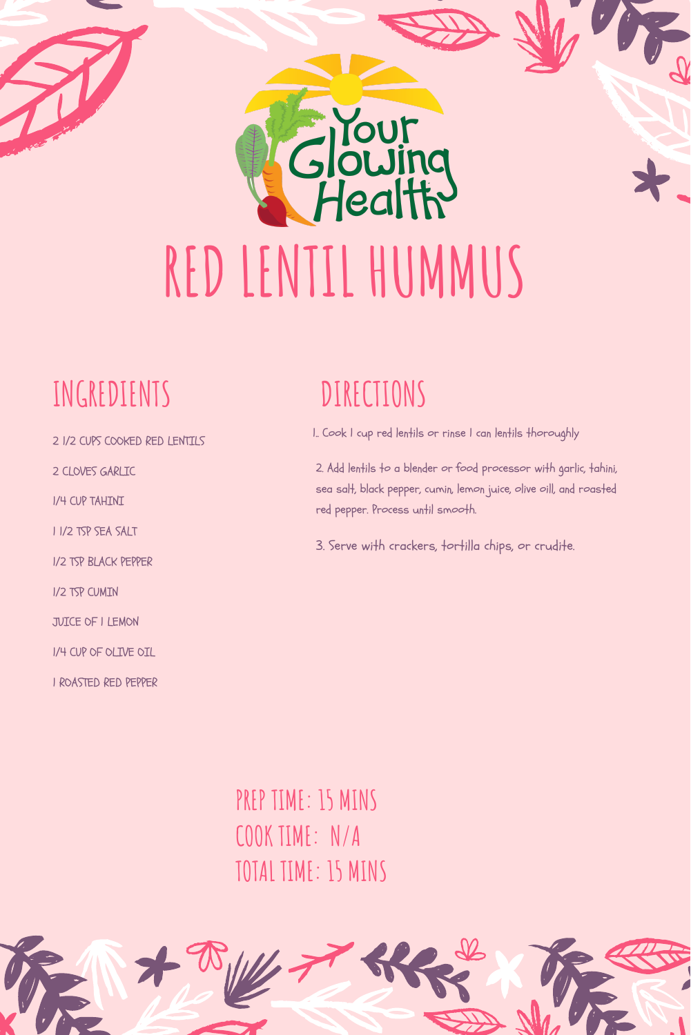Your Glowing Health

# RED LENTIL HUMMUS

## INGREDIENTS

- 2 1/2 CUPS COOKED RED LENTILS
- 2 CLOVES GARLIC
- 1/4 CUP TAHINI
- 1 1/2 TSP SEA SALT
- 1/2 TSP BLACK PEPPER
- 1/2 TSP CUMIN
- JUICE OF 1 LEMON
- 1/4 CUP OF OLIVE OIL
- 1 ROASTED RED PEPPER

## DIRECTIONS

1. Cook 1 cup red lentils or rinse 1 can lentils thoroughly
2. Add lentils to a blender or food processor with garlic, tahini, sea salt, black pepper, cumin, lemon juice, olive oill, and roasted red pepper. Process until smooth.
3. Serve with crackers, tortilla chips, or crudite.

PREP TIME: 15 MINS
COOK TIME: N/A
TOTAL TIME: 15 MINS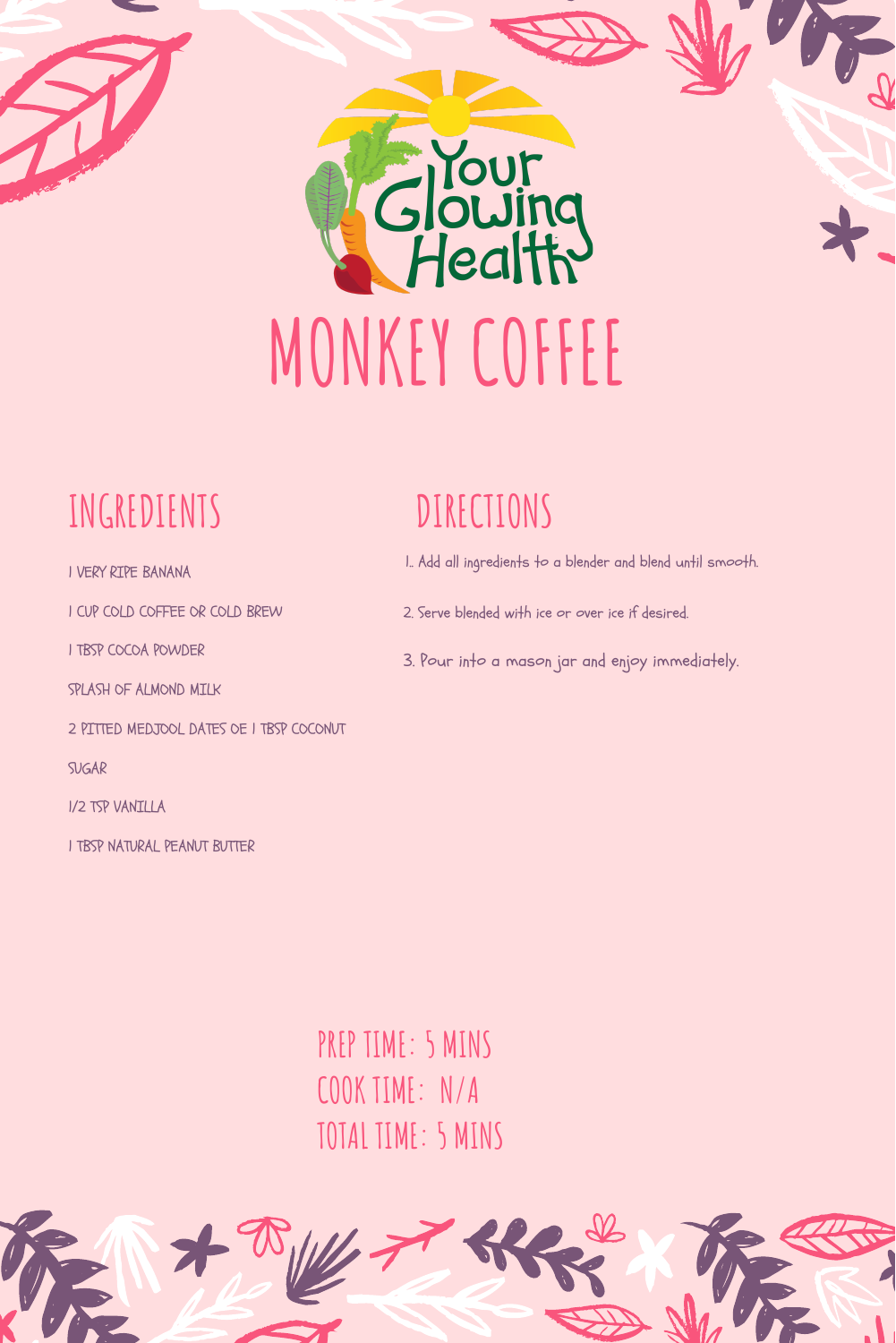Your Glowing Health

# MONKEY COFFEE

## INGREDIENTS

- 1 VERY RIPE BANANA
- 1 CUP COLD COFFEE OR COLD BREW
- 1 TBSP COCOA POWDER
- SPLASH OF ALMOND MILK
- 2 PITTED MEDJOOL DATES OE 1 TBSP COCONUT SUGAR
- 1/2 TSP VANILLA
- 1 TBSP NATURAL PEANUT BUTTER

## DIRECTIONS

1.. Add all ingredients to a blender and blend until smooth.

2. Serve blended with ice or over ice if desired.

3. Pour into a mason jar and enjoy immediately.

PREP TIME: 5 MINS
COOK TIME: N/A
TOTAL TIME: 5 MINS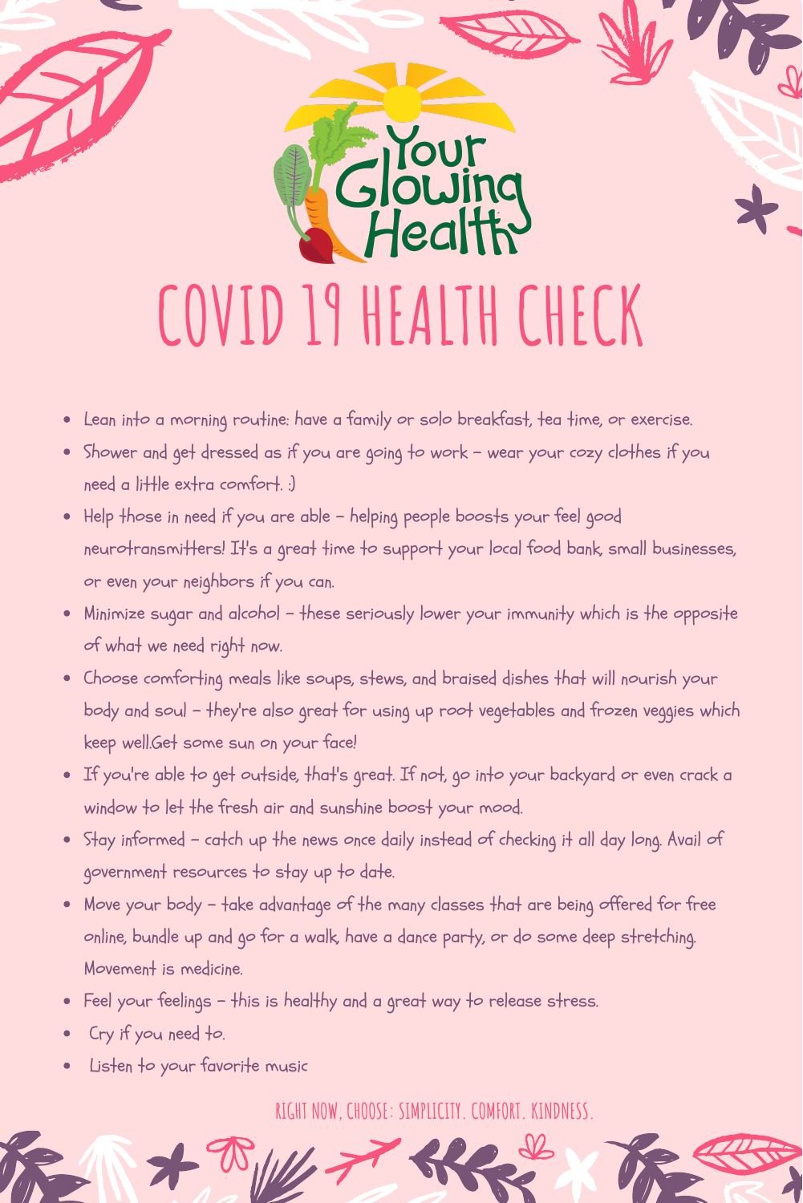Your Glowing Health

# COVID 19 HEALTH CHECK

- Lean into a morning routine: have a family or solo breakfast, tea time, or exercise.
- Shower and get dressed as if you are going to work – wear your cozy clothes if you need a little extra comfort. :)
- Help those in need if you are able – helping people boosts your feel good neurotransmitters! It's a great time to support your local food bank, small businesses, or even your neighbors if you can.
- Minimize sugar and alcohol – these seriously lower your immunity which is the opposite of what we need right now.
- Choose comforting meals like soups, stews, and braised dishes that will nourish your body and soul – they're also great for using up root vegetables and frozen veggies which keep well.Get some sun on your face!
- If you're able to get outside, that's great. If not, go into your backyard or even crack a window to let the fresh air and sunshine boost your mood.
- Stay informed – catch up the news once daily instead of checking it all day long. Avail of government resources to stay up to date.
- Move your body – take advantage of the many classes that are being offered for free online, bundle up and go for a walk, have a dance party, or do some deep stretching. Movement is medicine.
- Feel your feelings – this is healthy and a great way to release stress.
- Cry if you need to.
- Listen to your favorite music

RIGHT NOW, CHOOSE: SIMPLICITY. COMFORT. KINDNESS.